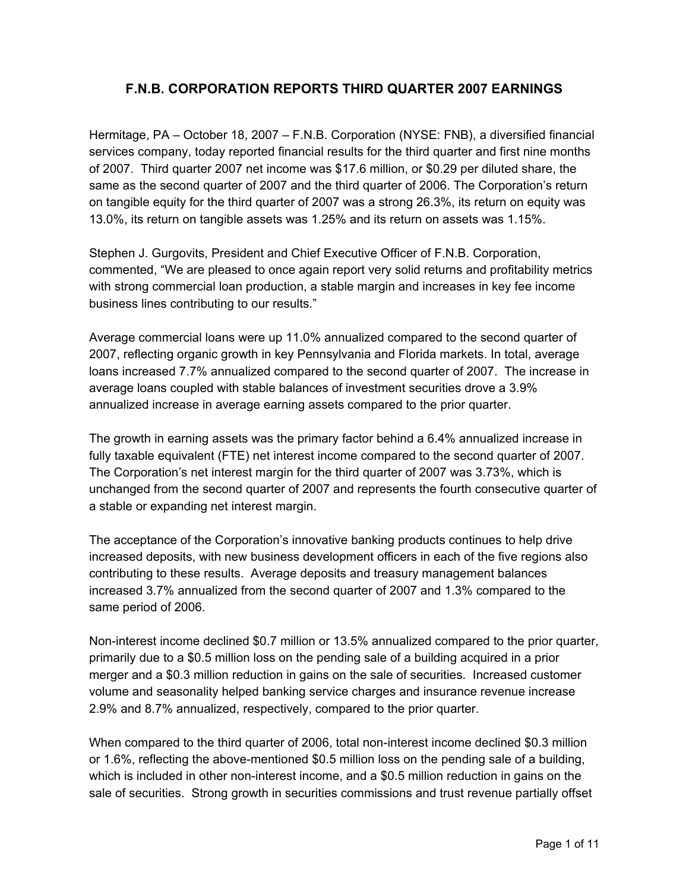# F.N.B. CORPORATION REPORTS THIRD QUARTER 2007 EARNINGS

Hermitage, PA – October 18, 2007 – F.N.B. Corporation (NYSE: FNB), a diversified financial services company, today reported financial results for the third quarter and first nine months of 2007. Third quarter 2007 net income was $17.6 million, or $0.29 per diluted share, the same as the second quarter of 2007 and the third quarter of 2006. The Corporation's return on tangible equity for the third quarter of 2007 was a strong 26.3%, its return on equity was 13.0%, its return on tangible assets was 1.25% and its return on assets was 1.15%.

Stephen J. Gurgovits, President and Chief Executive Officer of F.N.B. Corporation, commented, "We are pleased to once again report very solid returns and profitability metrics with strong commercial loan production, a stable margin and increases in key fee income business lines contributing to our results."

Average commercial loans were up 11.0% annualized compared to the second quarter of 2007, reflecting organic growth in key Pennsylvania and Florida markets. In total, average loans increased 7.7% annualized compared to the second quarter of 2007. The increase in average loans coupled with stable balances of investment securities drove a 3.9% annualized increase in average earning assets compared to the prior quarter.

The growth in earning assets was the primary factor behind a 6.4% annualized increase in fully taxable equivalent (FTE) net interest income compared to the second quarter of 2007. The Corporation's net interest margin for the third quarter of 2007 was 3.73%, which is unchanged from the second quarter of 2007 and represents the fourth consecutive quarter of a stable or expanding net interest margin.

The acceptance of the Corporation's innovative banking products continues to help drive increased deposits, with new business development officers in each of the five regions also contributing to these results. Average deposits and treasury management balances increased 3.7% annualized from the second quarter of 2007 and 1.3% compared to the same period of 2006.

Non-interest income declined $0.7 million or 13.5% annualized compared to the prior quarter, primarily due to a $0.5 million loss on the pending sale of a building acquired in a prior merger and a $0.3 million reduction in gains on the sale of securities. Increased customer volume and seasonality helped banking service charges and insurance revenue increase 2.9% and 8.7% annualized, respectively, compared to the prior quarter.

When compared to the third quarter of 2006, total non-interest income declined $0.3 million or 1.6%, reflecting the above-mentioned $0.5 million loss on the pending sale of a building, which is included in other non-interest income, and a $0.5 million reduction in gains on the sale of securities. Strong growth in securities commissions and trust revenue partially offset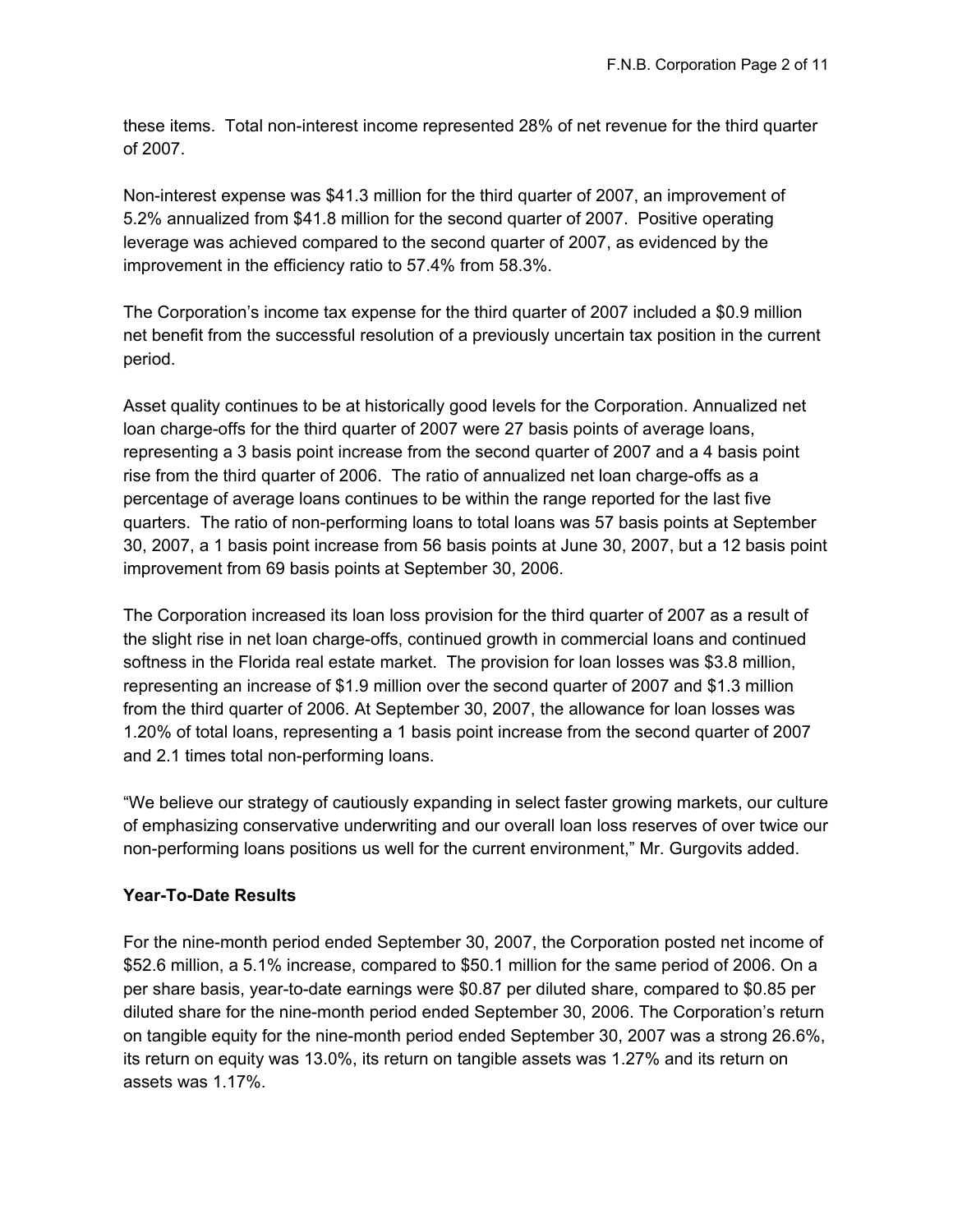these items. Total non-interest income represented 28% of net revenue for the third quarter of 2007.

Non-interest expense was $41.3 million for the third quarter of 2007, an improvement of 5.2% annualized from $41.8 million for the second quarter of 2007. Positive operating leverage was achieved compared to the second quarter of 2007, as evidenced by the improvement in the efficiency ratio to 57.4% from 58.3%.

The Corporation's income tax expense for the third quarter of 2007 included a $0.9 million net benefit from the successful resolution of a previously uncertain tax position in the current period.

Asset quality continues to be at historically good levels for the Corporation. Annualized net loan charge-offs for the third quarter of 2007 were 27 basis points of average loans, representing a 3 basis point increase from the second quarter of 2007 and a 4 basis point rise from the third quarter of 2006. The ratio of annualized net loan charge-offs as a percentage of average loans continues to be within the range reported for the last five quarters. The ratio of non-performing loans to total loans was 57 basis points at September 30, 2007, a 1 basis point increase from 56 basis points at June 30, 2007, but a 12 basis point improvement from 69 basis points at September 30, 2006.

The Corporation increased its loan loss provision for the third quarter of 2007 as a result of the slight rise in net loan charge-offs, continued growth in commercial loans and continued softness in the Florida real estate market. The provision for loan losses was $3.8 million, representing an increase of $1.9 million over the second quarter of 2007 and $1.3 million from the third quarter of 2006. At September 30, 2007, the allowance for loan losses was 1.20% of total loans, representing a 1 basis point increase from the second quarter of 2007 and 2.1 times total non-performing loans.

"We believe our strategy of cautiously expanding in select faster growing markets, our culture of emphasizing conservative underwriting and our overall loan loss reserves of over twice our non-performing loans positions us well for the current environment," Mr. Gurgovits added.

**Year-To-Date Results**

For the nine-month period ended September 30, 2007, the Corporation posted net income of $52.6 million, a 5.1% increase, compared to $50.1 million for the same period of 2006. On a per share basis, year-to-date earnings were $0.87 per diluted share, compared to $0.85 per diluted share for the nine-month period ended September 30, 2006. The Corporation's return on tangible equity for the nine-month period ended September 30, 2007 was a strong 26.6%, its return on equity was 13.0%, its return on tangible assets was 1.27% and its return on assets was 1.17%.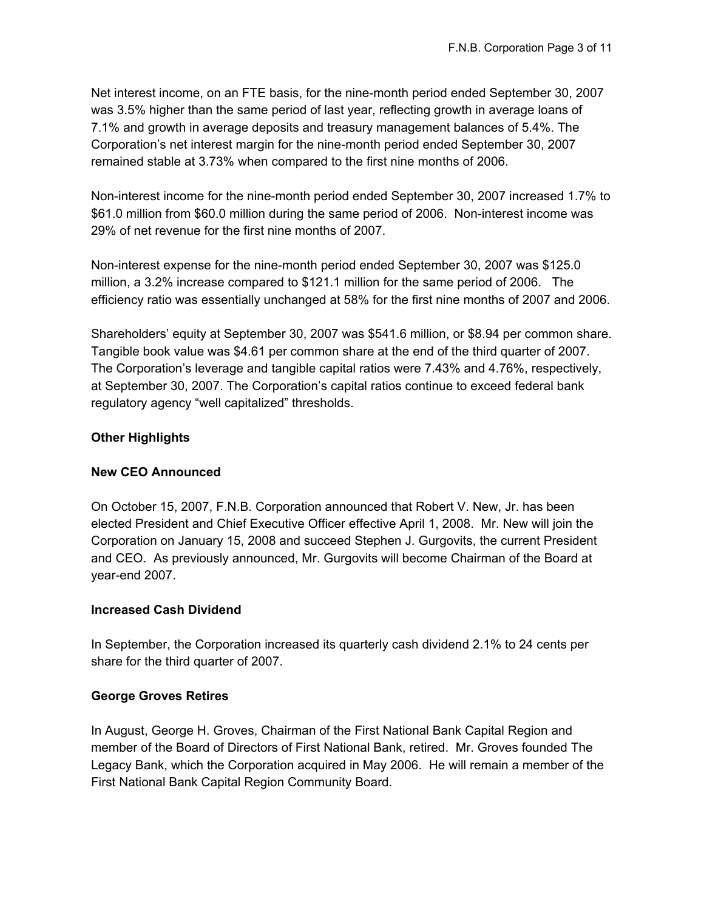Net interest income, on an FTE basis, for the nine-month period ended September 30, 2007 was 3.5% higher than the same period of last year, reflecting growth in average loans of 7.1% and growth in average deposits and treasury management balances of 5.4%. The Corporation's net interest margin for the nine-month period ended September 30, 2007 remained stable at 3.73% when compared to the first nine months of 2006.

Non-interest income for the nine-month period ended September 30, 2007 increased 1.7% to $61.0 million from $60.0 million during the same period of 2006. Non-interest income was 29% of net revenue for the first nine months of 2007.

Non-interest expense for the nine-month period ended September 30, 2007 was $125.0 million, a 3.2% increase compared to $121.1 million for the same period of 2006. The efficiency ratio was essentially unchanged at 58% for the first nine months of 2007 and 2006.

Shareholders' equity at September 30, 2007 was $541.6 million, or $8.94 per common share. Tangible book value was $4.61 per common share at the end of the third quarter of 2007. The Corporation's leverage and tangible capital ratios were 7.43% and 4.76%, respectively, at September 30, 2007. The Corporation's capital ratios continue to exceed federal bank regulatory agency "well capitalized" thresholds.

**Other Highlights**

**New CEO Announced**

On October 15, 2007, F.N.B. Corporation announced that Robert V. New, Jr. has been elected President and Chief Executive Officer effective April 1, 2008. Mr. New will join the Corporation on January 15, 2008 and succeed Stephen J. Gurgovits, the current President and CEO. As previously announced, Mr. Gurgovits will become Chairman of the Board at year-end 2007.

**Increased Cash Dividend**

In September, the Corporation increased its quarterly cash dividend 2.1% to 24 cents per share for the third quarter of 2007.

**George Groves Retires**

In August, George H. Groves, Chairman of the First National Bank Capital Region and member of the Board of Directors of First National Bank, retired. Mr. Groves founded The Legacy Bank, which the Corporation acquired in May 2006. He will remain a member of the First National Bank Capital Region Community Board.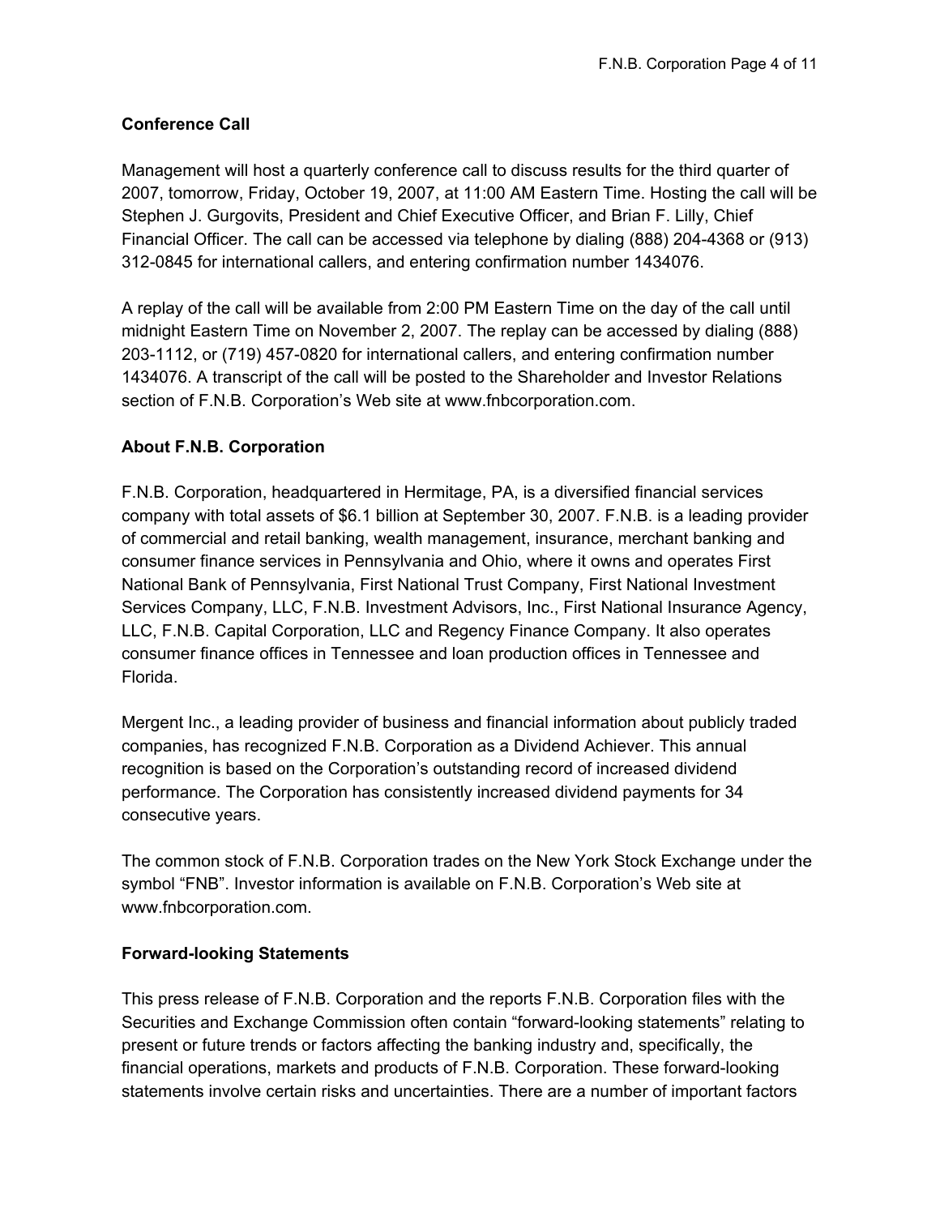**Conference Call**

Management will host a quarterly conference call to discuss results for the third quarter of 2007, tomorrow, Friday, October 19, 2007, at 11:00 AM Eastern Time. Hosting the call will be Stephen J. Gurgovits, President and Chief Executive Officer, and Brian F. Lilly, Chief Financial Officer. The call can be accessed via telephone by dialing (888) 204-4368 or (913) 312-0845 for international callers, and entering confirmation number 1434076.

A replay of the call will be available from 2:00 PM Eastern Time on the day of the call until midnight Eastern Time on November 2, 2007. The replay can be accessed by dialing (888) 203-1112, or (719) 457-0820 for international callers, and entering confirmation number 1434076. A transcript of the call will be posted to the Shareholder and Investor Relations section of F.N.B. Corporation's Web site at www.fnbcorporation.com.

**About F.N.B. Corporation**

F.N.B. Corporation, headquartered in Hermitage, PA, is a diversified financial services company with total assets of $6.1 billion at September 30, 2007. F.N.B. is a leading provider of commercial and retail banking, wealth management, insurance, merchant banking and consumer finance services in Pennsylvania and Ohio, where it owns and operates First National Bank of Pennsylvania, First National Trust Company, First National Investment Services Company, LLC, F.N.B. Investment Advisors, Inc., First National Insurance Agency, LLC, F.N.B. Capital Corporation, LLC and Regency Finance Company. It also operates consumer finance offices in Tennessee and loan production offices in Tennessee and Florida.

Mergent Inc., a leading provider of business and financial information about publicly traded companies, has recognized F.N.B. Corporation as a Dividend Achiever. This annual recognition is based on the Corporation's outstanding record of increased dividend performance. The Corporation has consistently increased dividend payments for 34 consecutive years.

The common stock of F.N.B. Corporation trades on the New York Stock Exchange under the symbol "FNB". Investor information is available on F.N.B. Corporation's Web site at www.fnbcorporation.com.

**Forward-looking Statements**

This press release of F.N.B. Corporation and the reports F.N.B. Corporation files with the Securities and Exchange Commission often contain "forward-looking statements" relating to present or future trends or factors affecting the banking industry and, specifically, the financial operations, markets and products of F.N.B. Corporation. These forward-looking statements involve certain risks and uncertainties. There are a number of important factors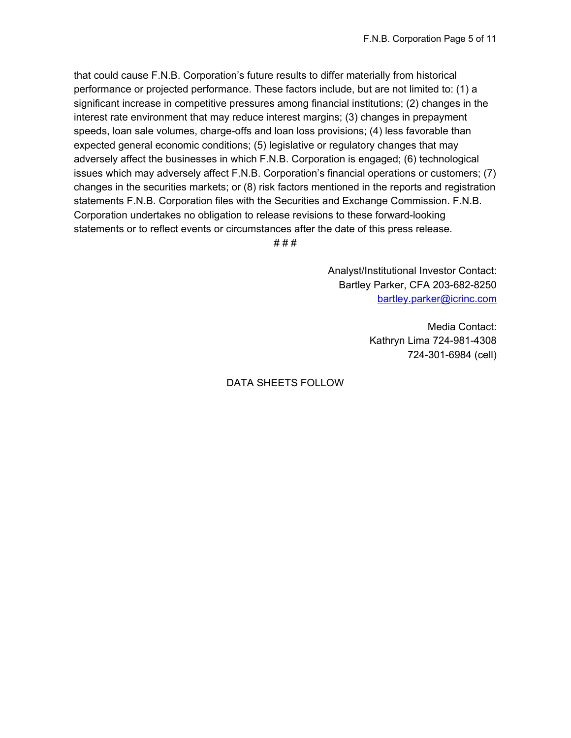that could cause F.N.B. Corporation's future results to differ materially from historical performance or projected performance. These factors include, but are not limited to: (1) a significant increase in competitive pressures among financial institutions; (2) changes in the interest rate environment that may reduce interest margins; (3) changes in prepayment speeds, loan sale volumes, charge-offs and loan loss provisions; (4) less favorable than expected general economic conditions; (5) legislative or regulatory changes that may adversely affect the businesses in which F.N.B. Corporation is engaged; (6) technological issues which may adversely affect F.N.B. Corporation's financial operations or customers; (7) changes in the securities markets; or (8) risk factors mentioned in the reports and registration statements F.N.B. Corporation files with the Securities and Exchange Commission. F.N.B. Corporation undertakes no obligation to release revisions to these forward-looking statements or to reflect events or circumstances after the date of this press release.

# # #

Analyst/Institutional Investor Contact:
Bartley Parker, CFA 203-682-8250
bartley.parker@icrinc.com

Media Contact:
Kathryn Lima 724-981-4308
724-301-6984 (cell)

DATA SHEETS FOLLOW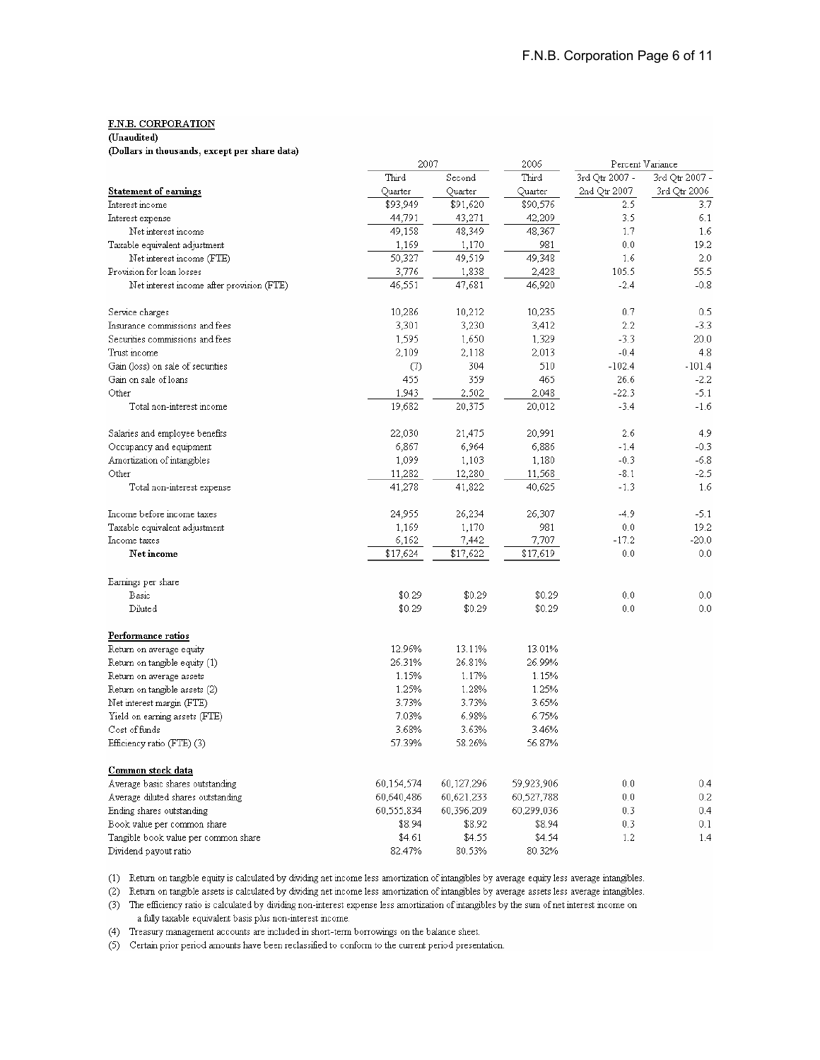**F.N.B. CORPORATION**
**(Unaudited)**
**(Dollars in thousands, except per share data)**

| | 2007 | | 2006 | Percent Variance | |
|---|---|---|---|---|---|
| | Third Quarter | Second Quarter | Third Quarter | 3rd Qtr 2007 - 2nd Qtr 2007 | 3rd Qtr 2007 - 3rd Qtr 2006 |
| **Statement of earnings** | | | | | |
| Interest income | $93,949 | $91,620 | $90,576 | 2.5 | 3.7 |
| Interest expense | 44,791 | 43,271 | 42,209 | 3.5 | 6.1 |
| Net interest income | 49,158 | 48,349 | 48,367 | 1.7 | 1.6 |
| Taxable equivalent adjustment | 1,169 | 1,170 | 981 | 0.0 | 19.2 |
| Net interest income (FTE) | 50,327 | 49,519 | 49,348 | 1.6 | 2.0 |
| Provision for loan losses | 3,776 | 1,838 | 2,428 | 105.5 | 55.5 |
| Net interest income after provision (FTE) | 46,551 | 47,681 | 46,920 | -2.4 | -0.8 |
| | | | | | |
| Service charges | 10,286 | 10,212 | 10,235 | 0.7 | 0.5 |
| Insurance commissions and fees | 3,301 | 3,230 | 3,412 | 2.2 | -3.3 |
| Securities commissions and fees | 1,595 | 1,650 | 1,329 | -3.3 | 20.0 |
| Trust income | 2,109 | 2,118 | 2,013 | -0.4 | 4.8 |
| Gain (loss) on sale of securities | (7) | 304 | 510 | -102.4 | -101.4 |
| Gain on sale of loans | 455 | 359 | 465 | 26.6 | -2.2 |
| Other | 1,943 | 2,502 | 2,048 | -22.3 | -5.1 |
| Total non-interest income | 19,682 | 20,375 | 20,012 | -3.4 | -1.6 |
| | | | | | |
| Salaries and employee benefits | 22,030 | 21,475 | 20,991 | 2.6 | 4.9 |
| Occupancy and equipment | 6,867 | 6,964 | 6,886 | -1.4 | -0.3 |
| Amortization of intangibles | 1,099 | 1,103 | 1,180 | -0.3 | -6.8 |
| Other | 11,282 | 12,280 | 11,568 | -8.1 | -2.5 |
| Total non-interest expense | 41,278 | 41,822 | 40,625 | -1.3 | 1.6 |
| | | | | | |
| Income before income taxes | 24,955 | 26,234 | 26,307 | -4.9 | -5.1 |
| Taxable equivalent adjustment | 1,169 | 1,170 | 981 | 0.0 | 19.2 |
| Income taxes | 6,162 | 7,442 | 7,707 | -17.2 | -20.0 |
| **Net income** | $17,624 | $17,622 | $17,619 | 0.0 | 0.0 |
| | | | | | |
| Earnings per share | | | | | |
| Basic | $0.29 | $0.29 | $0.29 | 0.0 | 0.0 |
| Diluted | $0.29 | $0.29 | $0.29 | 0.0 | 0.0 |
| | | | | | |
| **Performance ratios** | | | | | |
| Return on average equity | 12.96% | 13.11% | 13.01% | | |
| Return on tangible equity (1) | 26.31% | 26.81% | 26.99% | | |
| Return on average assets | 1.15% | 1.17% | 1.15% | | |
| Return on tangible assets (2) | 1.25% | 1.28% | 1.25% | | |
| Net interest margin (FTE) | 3.73% | 3.73% | 3.65% | | |
| Yield on earning assets (FTE) | 7.03% | 6.98% | 6.75% | | |
| Cost of funds | 3.68% | 3.63% | 3.46% | | |
| Efficiency ratio (FTE) (3) | 57.39% | 58.26% | 56.87% | | |
| | | | | | |
| **Common stock data** | | | | | |
| Average basic shares outstanding | 60,154,574 | 60,127,296 | 59,923,906 | 0.0 | 0.4 |
| Average diluted shares outstanding | 60,640,486 | 60,621,233 | 60,527,788 | 0.0 | 0.2 |
| Ending shares outstanding | 60,555,834 | 60,396,209 | 60,299,036 | 0.3 | 0.4 |
| Book value per common share | $8.94 | $8.92 | $8.94 | 0.3 | 0.1 |
| Tangible book value per common share | $4.61 | $4.55 | $4.54 | 1.2 | 1.4 |
| Dividend payout ratio | 82.47% | 80.53% | 80.32% | | |

(1) Return on tangible equity is calculated by dividing net income less amortization of intangibles by average equity less average intangibles.

(2) Return on tangible assets is calculated by dividing net income less amortization of intangibles by average assets less average intangibles.

(3) The efficiency ratio is calculated by dividing non-interest expense less amortization of intangibles by the sum of net interest income on a fully taxable equivalent basis plus non-interest income.

(4) Treasury management accounts are included in short-term borrowings on the balance sheet.

(5) Certain prior period amounts have been reclassified to conform to the current period presentation.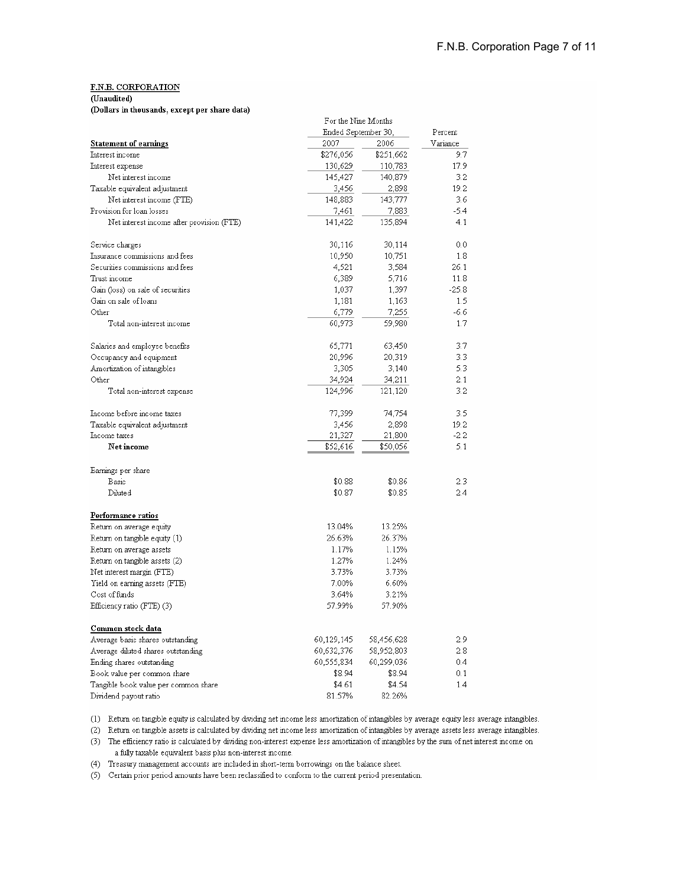**F.N.B. CORPORATION**
**(Unaudited)**
**(Dollars in thousands, except per share data)**

| | For the Nine Months Ended September 30, | | Percent |
|---|---|---|---|
| **Statement of earnings** | 2007 | 2006 | Variance |
| Interest income | $276,056 | $251,662 | 9.7 |
| Interest expense | 130,629 | 110,783 | 17.9 |
| Net interest income | 145,427 | 140,879 | 3.2 |
| Taxable equivalent adjustment | 3,456 | 2,898 | 19.2 |
| Net interest income (FTE) | 148,883 | 143,777 | 3.6 |
| Provision for loan losses | 7,461 | 7,883 | -5.4 |
| Net interest income after provision (FTE) | 141,422 | 135,894 | 4.1 |
| | | | |
| Service charges | 30,116 | 30,114 | 0.0 |
| Insurance commissions and fees | 10,950 | 10,751 | 1.8 |
| Securities commissions and fees | 4,521 | 3,584 | 26.1 |
| Trust income | 6,389 | 5,716 | 11.8 |
| Gain (loss) on sale of securities | 1,037 | 1,397 | -25.8 |
| Gain on sale of loans | 1,181 | 1,163 | 1.5 |
| Other | 6,779 | 7,255 | -6.6 |
| Total non-interest income | 60,973 | 59,980 | 1.7 |
| | | | |
| Salaries and employee benefits | 65,771 | 63,450 | 3.7 |
| Occupancy and equipment | 20,996 | 20,319 | 3.3 |
| Amortization of intangibles | 3,305 | 3,140 | 5.3 |
| Other | 34,924 | 34,211 | 2.1 |
| Total non-interest expense | 124,996 | 121,120 | 3.2 |
| | | | |
| Income before income taxes | 77,399 | 74,754 | 3.5 |
| Taxable equivalent adjustment | 3,456 | 2,898 | 19.2 |
| Income taxes | 21,327 | 21,800 | -2.2 |
| **Net income** | $52,616 | $50,056 | 5.1 |
| | | | |
| Earnings per share | | | |
| Basic | $0.88 | $0.86 | 2.3 |
| Diluted | $0.87 | $0.85 | 2.4 |
| | | | |
| **Performance ratios** | | | |
| Return on average equity | 13.04% | 13.25% | |
| Return on tangible equity (1) | 26.63% | 26.37% | |
| Return on average assets | 1.17% | 1.15% | |
| Return on tangible assets (2) | 1.27% | 1.24% | |
| Net interest margin (FTE) | 3.73% | 3.73% | |
| Yield on earning assets (FTE) | 7.00% | 6.60% | |
| Cost of funds | 3.64% | 3.21% | |
| Efficiency ratio (FTE) (3) | 57.99% | 57.90% | |
| | | | |
| **Common stock data** | | | |
| Average basic shares outstanding | 60,129,145 | 58,456,628 | 2.9 |
| Average diluted shares outstanding | 60,632,376 | 58,952,803 | 2.8 |
| Ending shares outstanding | 60,555,834 | 60,299,036 | 0.4 |
| Book value per common share | $8.94 | $8.94 | 0.1 |
| Tangible book value per common share | $4.61 | $4.54 | 1.4 |
| Dividend payout ratio | 81.57% | 82.26% | |

(1) Return on tangible equity is calculated by dividing net income less amortization of intangibles by average equity less average intangibles.

(2) Return on tangible assets is calculated by dividing net income less amortization of intangibles by average assets less average intangibles.

(3) The efficiency ratio is calculated by dividing non-interest expense less amortization of intangibles by the sum of net interest income on a fully taxable equivalent basis plus non-interest income.

(4) Treasury management accounts are included in short-term borrowings on the balance sheet.

(5) Certain prior period amounts have been reclassified to conform to the current period presentation.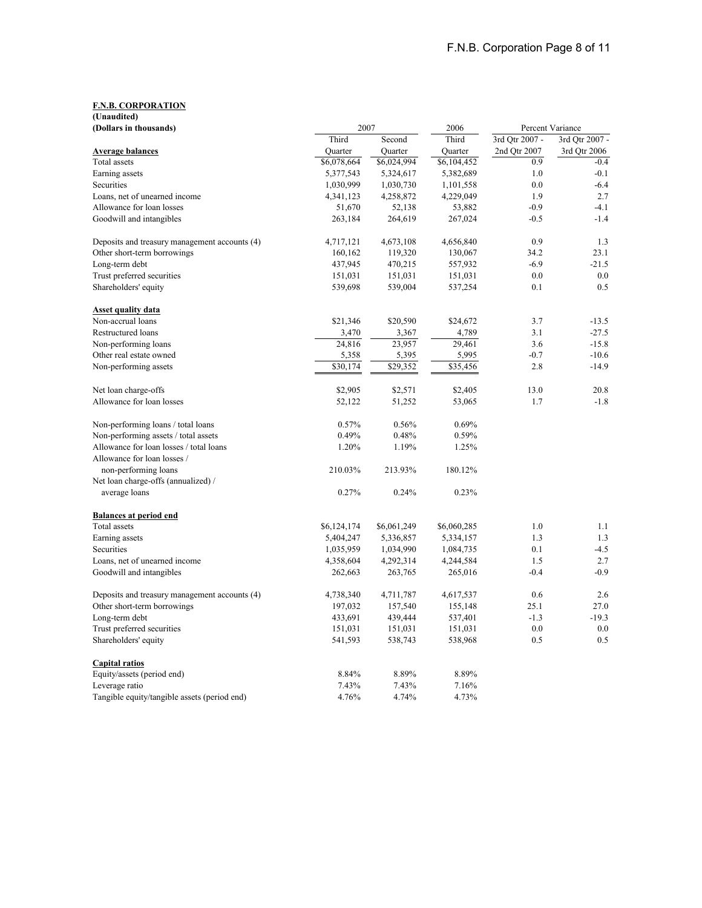**F.N.B. CORPORATION**
**(Unaudited)**
**(Dollars in thousands)**

| | 2007 | | 2006 | Percent Variance | |
|---|---|---|---|---|---|
| | Third | Second | Third | 3rd Qtr 2007 - | 3rd Qtr 2007 - |
| **Average balances** | Quarter | Quarter | Quarter | 2nd Qtr 2007 | 3rd Qtr 2006 |
| Total assets | $6,078,664 | $6,024,994 | $6,104,452 | 0.9 | -0.4 |
| Earning assets | 5,377,543 | 5,324,617 | 5,382,689 | 1.0 | -0.1 |
| Securities | 1,030,999 | 1,030,730 | 1,101,558 | 0.0 | -6.4 |
| Loans, net of unearned income | 4,341,123 | 4,258,872 | 4,229,049 | 1.9 | 2.7 |
| Allowance for loan losses | 51,670 | 52,138 | 53,882 | -0.9 | -4.1 |
| Goodwill and intangibles | 263,184 | 264,619 | 267,024 | -0.5 | -1.4 |
| | | | | | |
| Deposits and treasury management accounts (4) | 4,717,121 | 4,673,108 | 4,656,840 | 0.9 | 1.3 |
| Other short-term borrowings | 160,162 | 119,320 | 130,067 | 34.2 | 23.1 |
| Long-term debt | 437,945 | 470,215 | 557,932 | -6.9 | -21.5 |
| Trust preferred securities | 151,031 | 151,031 | 151,031 | 0.0 | 0.0 |
| Shareholders' equity | 539,698 | 539,004 | 537,254 | 0.1 | 0.5 |
| | | | | | |
| **Asset quality data** | | | | | |
| Non-accrual loans | $21,346 | $20,590 | $24,672 | 3.7 | -13.5 |
| Restructured loans | 3,470 | 3,367 | 4,789 | 3.1 | -27.5 |
| Non-performing loans | 24,816 | 23,957 | 29,461 | 3.6 | -15.8 |
| Other real estate owned | 5,358 | 5,395 | 5,995 | -0.7 | -10.6 |
| Non-performing assets | $30,174 | $29,352 | $35,456 | 2.8 | -14.9 |
| | | | | | |
| Net loan charge-offs | $2,905 | $2,571 | $2,405 | 13.0 | 20.8 |
| Allowance for loan losses | 52,122 | 51,252 | 53,065 | 1.7 | -1.8 |
| | | | | | |
| Non-performing loans / total loans | 0.57% | 0.56% | 0.69% | | |
| Non-performing assets / total assets | 0.49% | 0.48% | 0.59% | | |
| Allowance for loan losses / total loans | 1.20% | 1.19% | 1.25% | | |
| Allowance for loan losses / non-performing loans | 210.03% | 213.93% | 180.12% | | |
| Net loan charge-offs (annualized) / average loans | 0.27% | 0.24% | 0.23% | | |
| | | | | | |
| **Balances at period end** | | | | | |
| Total assets | $6,124,174 | $6,061,249 | $6,060,285 | 1.0 | 1.1 |
| Earning assets | 5,404,247 | 5,336,857 | 5,334,157 | 1.3 | 1.3 |
| Securities | 1,035,959 | 1,034,990 | 1,084,735 | 0.1 | -4.5 |
| Loans, net of unearned income | 4,358,604 | 4,292,314 | 4,244,584 | 1.5 | 2.7 |
| Goodwill and intangibles | 262,663 | 263,765 | 265,016 | -0.4 | -0.9 |
| | | | | | |
| Deposits and treasury management accounts (4) | 4,738,340 | 4,711,787 | 4,617,537 | 0.6 | 2.6 |
| Other short-term borrowings | 197,032 | 157,540 | 155,148 | 25.1 | 27.0 |
| Long-term debt | 433,691 | 439,444 | 537,401 | -1.3 | -19.3 |
| Trust preferred securities | 151,031 | 151,031 | 151,031 | 0.0 | 0.0 |
| Shareholders' equity | 541,593 | 538,743 | 538,968 | 0.5 | 0.5 |
| | | | | | |
| **Capital ratios** | | | | | |
| Equity/assets (period end) | 8.84% | 8.89% | 8.89% | | |
| Leverage ratio | 7.43% | 7.43% | 7.16% | | |
| Tangible equity/tangible assets (period end) | 4.76% | 4.74% | 4.73% | | |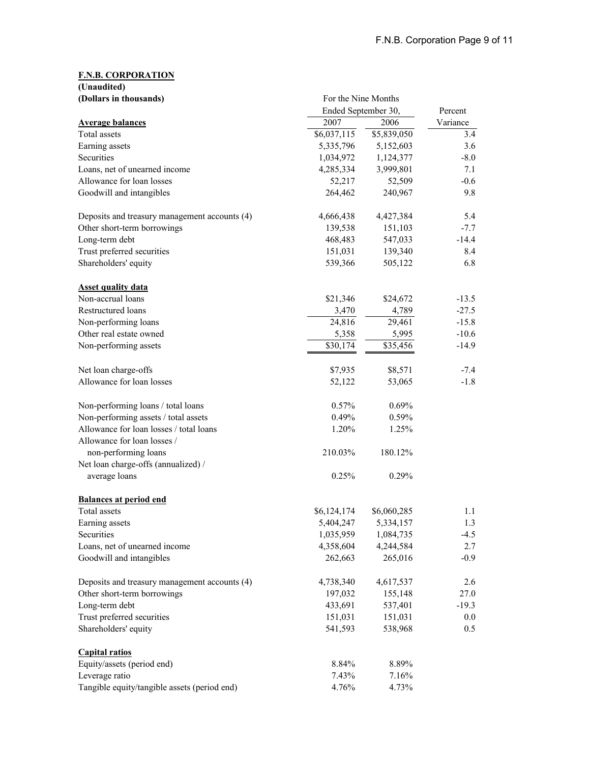**F.N.B. CORPORATION**
**(Unaudited)**
**(Dollars in thousands)**

| | For the Nine Months Ended September 30, | | Percent |
|---|---|---|---|
| **Average balances** | 2007 | 2006 | Variance |
| Total assets | $6,037,115 | $5,839,050 | 3.4 |
| Earning assets | 5,335,796 | 5,152,603 | 3.6 |
| Securities | 1,034,972 | 1,124,377 | -8.0 |
| Loans, net of unearned income | 4,285,334 | 3,999,801 | 7.1 |
| Allowance for loan losses | 52,217 | 52,509 | -0.6 |
| Goodwill and intangibles | 264,462 | 240,967 | 9.8 |
| | | | |
| Deposits and treasury management accounts (4) | 4,666,438 | 4,427,384 | 5.4 |
| Other short-term borrowings | 139,538 | 151,103 | -7.7 |
| Long-term debt | 468,483 | 547,033 | -14.4 |
| Trust preferred securities | 151,031 | 139,340 | 8.4 |
| Shareholders' equity | 539,366 | 505,122 | 6.8 |
| | | | |
| **Asset quality data** | | | |
| Non-accrual loans | $21,346 | $24,672 | -13.5 |
| Restructured loans | 3,470 | 4,789 | -27.5 |
| Non-performing loans | 24,816 | 29,461 | -15.8 |
| Other real estate owned | 5,358 | 5,995 | -10.6 |
| Non-performing assets | $30,174 | $35,456 | -14.9 |
| | | | |
| Net loan charge-offs | $7,935 | $8,571 | -7.4 |
| Allowance for loan losses | 52,122 | 53,065 | -1.8 |
| | | | |
| Non-performing loans / total loans | 0.57% | 0.69% | |
| Non-performing assets / total assets | 0.49% | 0.59% | |
| Allowance for loan losses / total loans | 1.20% | 1.25% | |
| Allowance for loan losses / non-performing loans | 210.03% | 180.12% | |
| Net loan charge-offs (annualized) / average loans | 0.25% | 0.29% | |
| | | | |
| **Balances at period end** | | | |
| Total assets | $6,124,174 | $6,060,285 | 1.1 |
| Earning assets | 5,404,247 | 5,334,157 | 1.3 |
| Securities | 1,035,959 | 1,084,735 | -4.5 |
| Loans, net of unearned income | 4,358,604 | 4,244,584 | 2.7 |
| Goodwill and intangibles | 262,663 | 265,016 | -0.9 |
| | | | |
| Deposits and treasury management accounts (4) | 4,738,340 | 4,617,537 | 2.6 |
| Other short-term borrowings | 197,032 | 155,148 | 27.0 |
| Long-term debt | 433,691 | 537,401 | -19.3 |
| Trust preferred securities | 151,031 | 151,031 | 0.0 |
| Shareholders' equity | 541,593 | 538,968 | 0.5 |
| | | | |
| **Capital ratios** | | | |
| Equity/assets (period end) | 8.84% | 8.89% | |
| Leverage ratio | 7.43% | 7.16% | |
| Tangible equity/tangible assets (period end) | 4.76% | 4.73% | |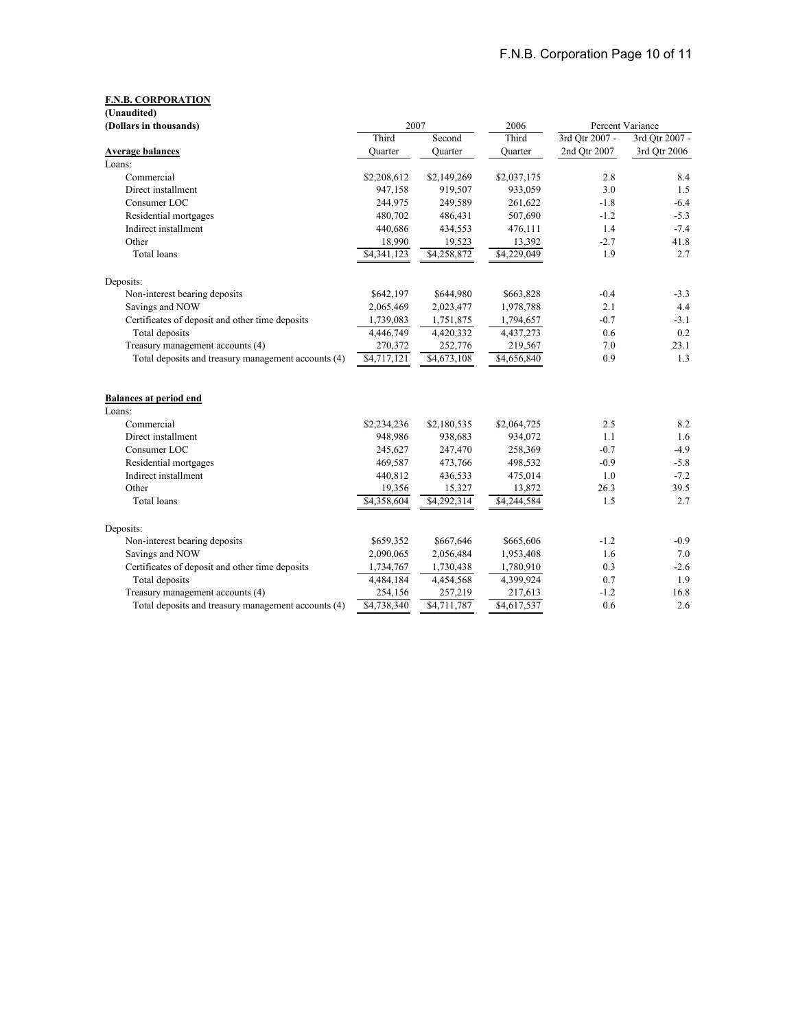**F.N.B. CORPORATION**

**(Unaudited)**

**(Dollars in thousands)**

| | 2007 | | 2006 | Percent Variance | |
|---|---|---|---|---|---|
| **Average balances** | Third Quarter | Second Quarter | Third Quarter | 3rd Qtr 2007 - 2nd Qtr 2007 | 3rd Qtr 2007 - 3rd Qtr 2006 |
| Loans: | | | | | |
| Commercial | $2,208,612 | $2,149,269 | $2,037,175 | 2.8 | 8.4 |
| Direct installment | 947,158 | 919,507 | 933,059 | 3.0 | 1.5 |
| Consumer LOC | 244,975 | 249,589 | 261,622 | -1.8 | -6.4 |
| Residential mortgages | 480,702 | 486,431 | 507,690 | -1.2 | -5.3 |
| Indirect installment | 440,686 | 434,553 | 476,111 | 1.4 | -7.4 |
| Other | 18,990 | 19,523 | 13,392 | -2.7 | 41.8 |
| Total loans | $4,341,123 | $4,258,872 | $4,229,049 | 1.9 | 2.7 |
| | | | | | |
| Deposits: | | | | | |
| Non-interest bearing deposits | $642,197 | $644,980 | $663,828 | -0.4 | -3.3 |
| Savings and NOW | 2,065,469 | 2,023,477 | 1,978,788 | 2.1 | 4.4 |
| Certificates of deposit and other time deposits | 1,739,083 | 1,751,875 | 1,794,657 | -0.7 | -3.1 |
| Total deposits | 4,446,749 | 4,420,332 | 4,437,273 | 0.6 | 0.2 |
| Treasury management accounts (4) | 270,372 | 252,776 | 219,567 | 7.0 | 23.1 |
| Total deposits and treasury management accounts (4) | $4,717,121 | $4,673,108 | $4,656,840 | 0.9 | 1.3 |
| | | | | | |
| **Balances at period end** | | | | | |
| Loans: | | | | | |
| Commercial | $2,234,236 | $2,180,535 | $2,064,725 | 2.5 | 8.2 |
| Direct installment | 948,986 | 938,683 | 934,072 | 1.1 | 1.6 |
| Consumer LOC | 245,627 | 247,470 | 258,369 | -0.7 | -4.9 |
| Residential mortgages | 469,587 | 473,766 | 498,532 | -0.9 | -5.8 |
| Indirect installment | 440,812 | 436,533 | 475,014 | 1.0 | -7.2 |
| Other | 19,356 | 15,327 | 13,872 | 26.3 | 39.5 |
| Total loans | $4,358,604 | $4,292,314 | $4,244,584 | 1.5 | 2.7 |
| | | | | | |
| Deposits: | | | | | |
| Non-interest bearing deposits | $659,352 | $667,646 | $665,606 | -1.2 | -0.9 |
| Savings and NOW | 2,090,065 | 2,056,484 | 1,953,408 | 1.6 | 7.0 |
| Certificates of deposit and other time deposits | 1,734,767 | 1,730,438 | 1,780,910 | 0.3 | -2.6 |
| Total deposits | 4,484,184 | 4,454,568 | 4,399,924 | 0.7 | 1.9 |
| Treasury management accounts (4) | 254,156 | 257,219 | 217,613 | -1.2 | 16.8 |
| Total deposits and treasury management accounts (4) | $4,738,340 | $4,711,787 | $4,617,537 | 0.6 | 2.6 |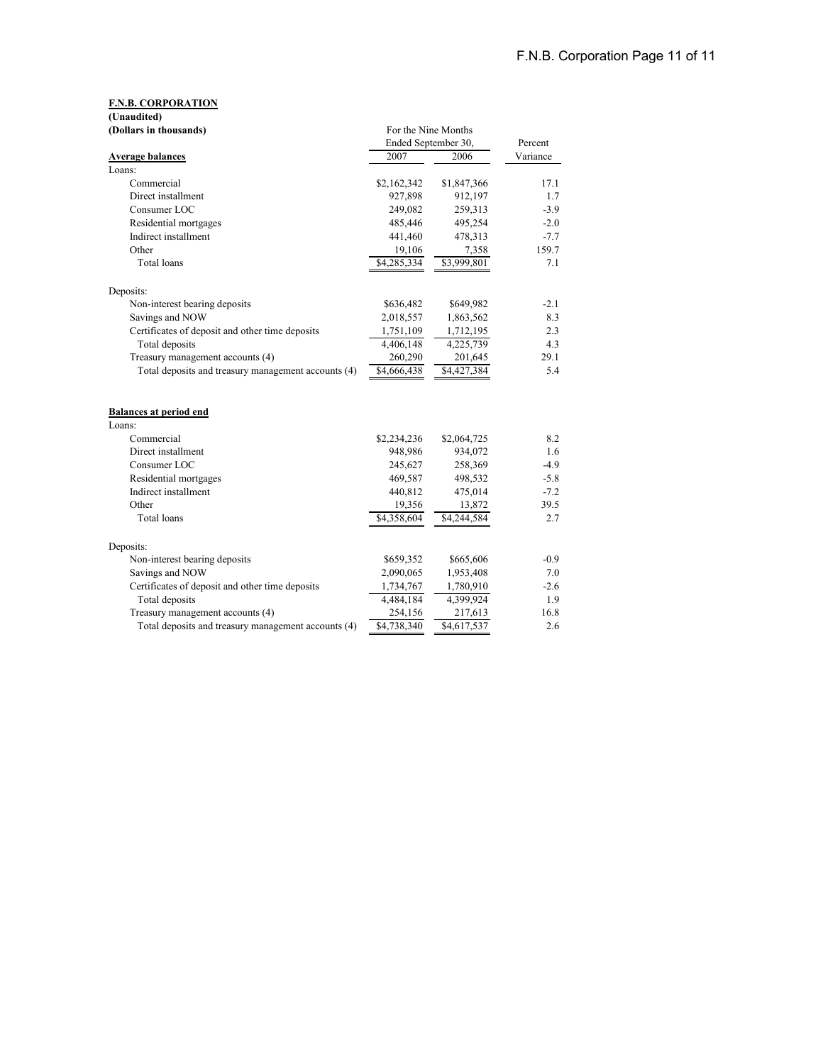**F.N.B. CORPORATION**

**(Unaudited)**

**(Dollars in thousands)**

| **Average balances** | For the Nine Months Ended September 30, 2007 | 2006 | Percent Variance |
|---|---|---|---|
| Loans: | | | |
| Commercial | $2,162,342 | $1,847,366 | 17.1 |
| Direct installment | 927,898 | 912,197 | 1.7 |
| Consumer LOC | 249,082 | 259,313 | -3.9 |
| Residential mortgages | 485,446 | 495,254 | -2.0 |
| Indirect installment | 441,460 | 478,313 | -7.7 |
| Other | 19,106 | 7,358 | 159.7 |
| Total loans | $4,285,334 | $3,999,801 | 7.1 |
| Deposits: | | | |
| Non-interest bearing deposits | $636,482 | $649,982 | -2.1 |
| Savings and NOW | 2,018,557 | 1,863,562 | 8.3 |
| Certificates of deposit and other time deposits | 1,751,109 | 1,712,195 | 2.3 |
| Total deposits | 4,406,148 | 4,225,739 | 4.3 |
| Treasury management accounts (4) | 260,290 | 201,645 | 29.1 |
| Total deposits and treasury management accounts (4) | $4,666,438 | $4,427,384 | 5.4 |

| **Balances at period end** | 2007 | 2006 | Percent Variance |
|---|---|---|---|
| Loans: | | | |
| Commercial | $2,234,236 | $2,064,725 | 8.2 |
| Direct installment | 948,986 | 934,072 | 1.6 |
| Consumer LOC | 245,627 | 258,369 | -4.9 |
| Residential mortgages | 469,587 | 498,532 | -5.8 |
| Indirect installment | 440,812 | 475,014 | -7.2 |
| Other | 19,356 | 13,872 | 39.5 |
| Total loans | $4,358,604 | $4,244,584 | 2.7 |
| Deposits: | | | |
| Non-interest bearing deposits | $659,352 | $665,606 | -0.9 |
| Savings and NOW | 2,090,065 | 1,953,408 | 7.0 |
| Certificates of deposit and other time deposits | 1,734,767 | 1,780,910 | -2.6 |
| Total deposits | 4,484,184 | 4,399,924 | 1.9 |
| Treasury management accounts (4) | 254,156 | 217,613 | 16.8 |
| Total deposits and treasury management accounts (4) | $4,738,340 | $4,617,537 | 2.6 |